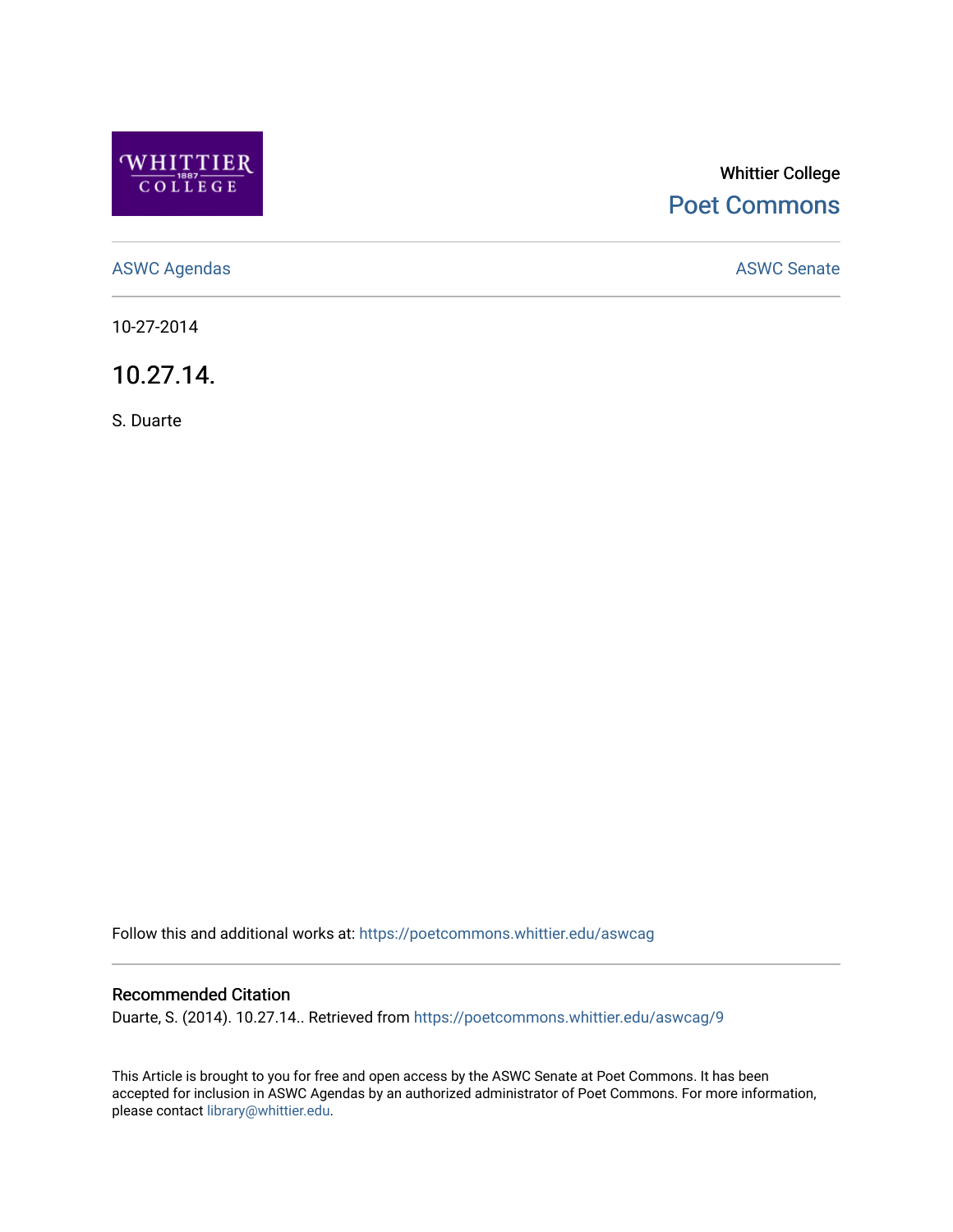Whittier College

Poet Commons

ASWC Agendas

ASWC Senate

10-27-2014

# 10.27.14.

S. Duarte

Follow this and additional works at: https://poetcommons.whittier.edu/aswcag

## Recommended Citation

Duarte, S. (2014). 10.27.14.. Retrieved from https://poetcommons.whittier.edu/aswcag/9

This Article is brought to you for free and open access by the ASWC Senate at Poet Commons. It has been accepted for inclusion in ASWC Agendas by an authorized administrator of Poet Commons. For more information, please contact library@whittier.edu.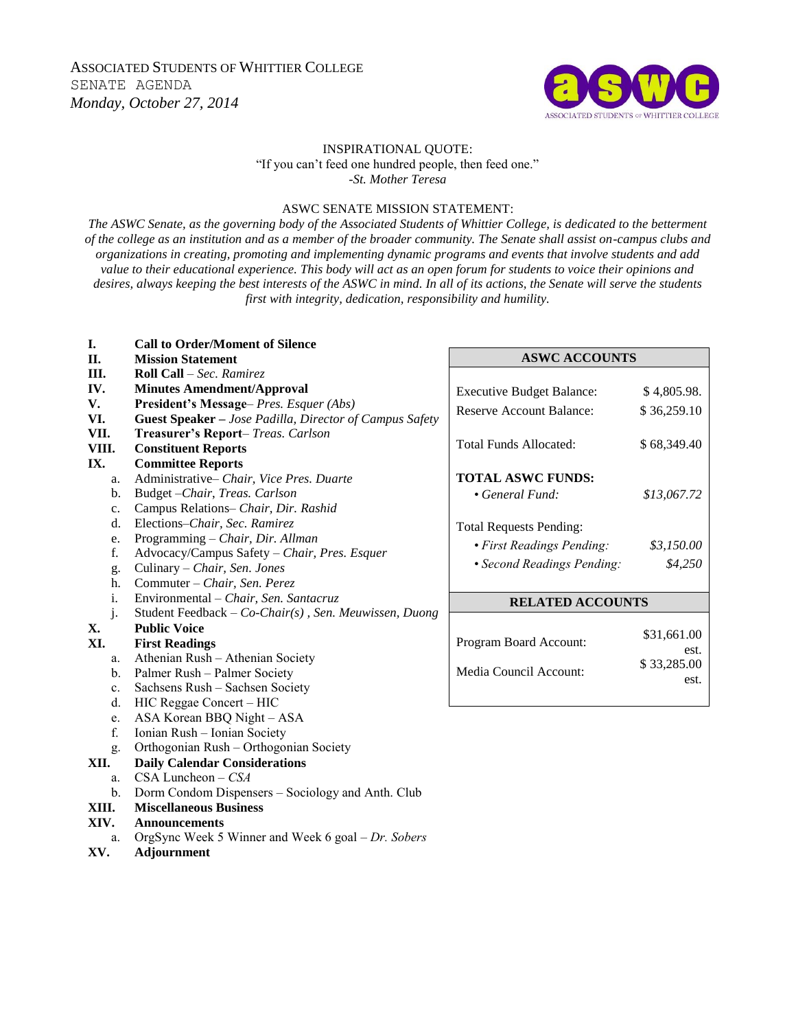ASSOCIATED STUDENTS OF WHITTIER COLLEGE
SENATE AGENDA
*Monday, October 27, 2014*

INSPIRATIONAL QUOTE:
"If you can't feed one hundred people, then feed one."
*-St. Mother Teresa*

ASWC SENATE MISSION STATEMENT:
*The ASWC Senate, as the governing body of the Associated Students of Whittier College, is dedicated to the betterment of the college as an institution and as a member of the broader community. The Senate shall assist on-campus clubs and organizations in creating, promoting and implementing dynamic programs and events that involve students and add value to their educational experience. This body will act as an open forum for students to voice their opinions and desires, always keeping the best interests of the ASWC in mind. In all of its actions, the Senate will serve the students first with integrity, dedication, responsibility and humility.*

I. **Call to Order/Moment of Silence**
II. **Mission Statement**
III. **Roll Call** – *Sec. Ramirez*
IV. **Minutes Amendment/Approval**
V. **President's Message**– *Pres. Esquer (Abs)*
VI. **Guest Speaker –** *Jose Padilla, Director of Campus Safety*
VII. **Treasurer's Report**– *Treas. Carlson*
VIII. **Constituent Reports**
IX. **Committee Reports**
 a. Administrative– *Chair, Vice Pres. Duarte*
 b. Budget –*Chair, Treas. Carlson*
 c. Campus Relations– *Chair, Dir. Rashid*
 d. Elections–*Chair, Sec. Ramirez*
 e. Programming – *Chair, Dir. Allman*
 f. Advocacy/Campus Safety – *Chair, Pres. Esquer*
 g. Culinary – *Chair, Sen. Jones*
 h. Commuter – *Chair, Sen. Perez*
 i. Environmental – *Chair, Sen. Santacruz*
 j. Student Feedback – *Co-Chair(s) , Sen. Meuwissen, Duong*
X. **Public Voice**
XI. **First Readings**
 a. Athenian Rush – Athenian Society
 b. Palmer Rush – Palmer Society
 c. Sachsens Rush – Sachsen Society
 d. HIC Reggae Concert – HIC
 e. ASA Korean BBQ Night – ASA
 f. Ionian Rush – Ionian Society
 g. Orthogonian Rush – Orthogonian Society
XII. **Daily Calendar Considerations**
 a. CSA Luncheon – *CSA*
 b. Dorm Condom Dispensers – Sociology and Anth. Club
XIII. **Miscellaneous Business**
XIV. **Announcements**
 a. OrgSync Week 5 Winner and Week 6 goal – *Dr. Sobers*
XV. **Adjournment**

| **ASWC ACCOUNTS** | |
|---|---|
| Executive Budget Balance: | $ 4,805.98. |
| Reserve Account Balance: | $ 36,259.10 |
| Total Funds Allocated: | $ 68,349.40 |
| **TOTAL ASWC FUNDS:** | |
| • *General Fund:* | *$13,067.72* |
| Total Requests Pending: | |
| • *First Readings Pending:* | *$3,150.00* |
| • *Second Readings Pending:* | *$4,250* |

| **RELATED ACCOUNTS** | |
|---|---|
| Program Board Account: | $31,661.00 est. |
| Media Council Account: | $ 33,285.00 est. |